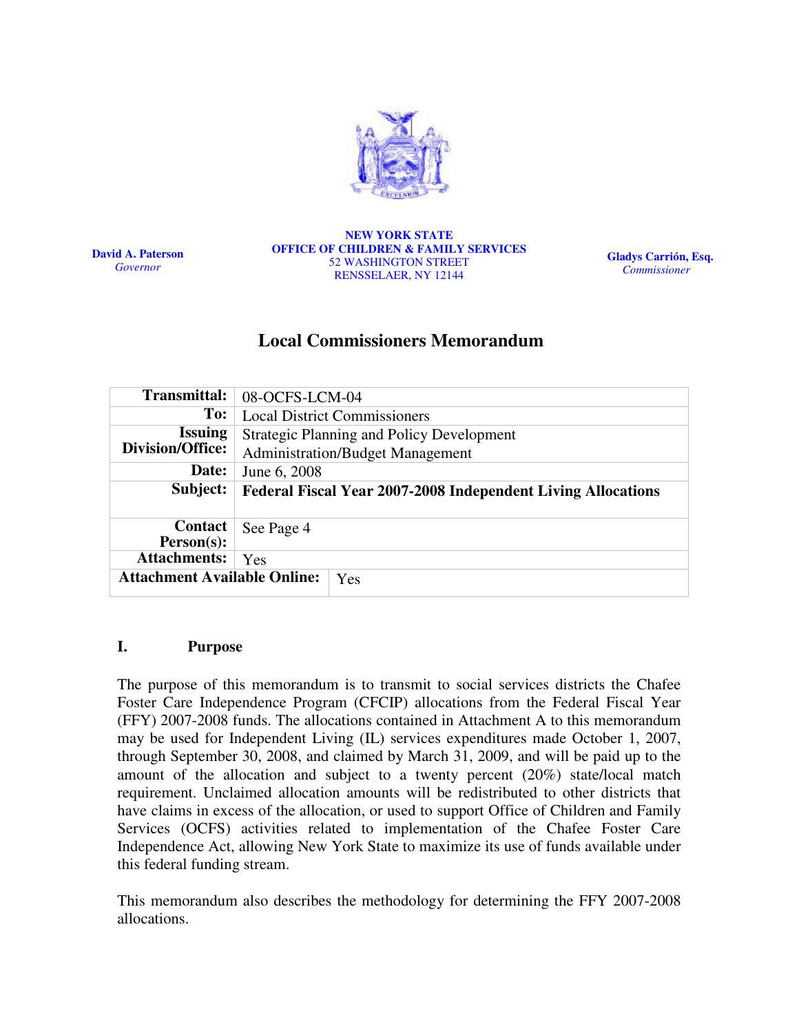David A. Paterson
*Governor*

**NEW YORK STATE**
**OFFICE OF CHILDREN & FAMILY SERVICES**
52 WASHINGTON STREET
RENSSELAER, NY 12144

Gladys Carrión, Esq.
*Commissioner*

# Local Commissioners Memorandum

| | |
|---|---|
| **Transmittal:** | 08-OCFS-LCM-04 |
| **To:** | Local District Commissioners |
| **Issuing Division/Office:** | Strategic Planning and Policy Development<br>Administration/Budget Management |
| **Date:** | June 6, 2008 |
| **Subject:** | **Federal Fiscal Year 2007-2008 Independent Living Allocations** |
| **Contact Person(s):** | See Page 4 |
| **Attachments:** | Yes |
| **Attachment Available Online:** | Yes |

## I. Purpose

The purpose of this memorandum is to transmit to social services districts the Chafee Foster Care Independence Program (CFCIP) allocations from the Federal Fiscal Year (FFY) 2007-2008 funds. The allocations contained in Attachment A to this memorandum may be used for Independent Living (IL) services expenditures made October 1, 2007, through September 30, 2008, and claimed by March 31, 2009, and will be paid up to the amount of the allocation and subject to a twenty percent (20%) state/local match requirement. Unclaimed allocation amounts will be redistributed to other districts that have claims in excess of the allocation, or used to support Office of Children and Family Services (OCFS) activities related to implementation of the Chafee Foster Care Independence Act, allowing New York State to maximize its use of funds available under this federal funding stream.

This memorandum also describes the methodology for determining the FFY 2007-2008 allocations.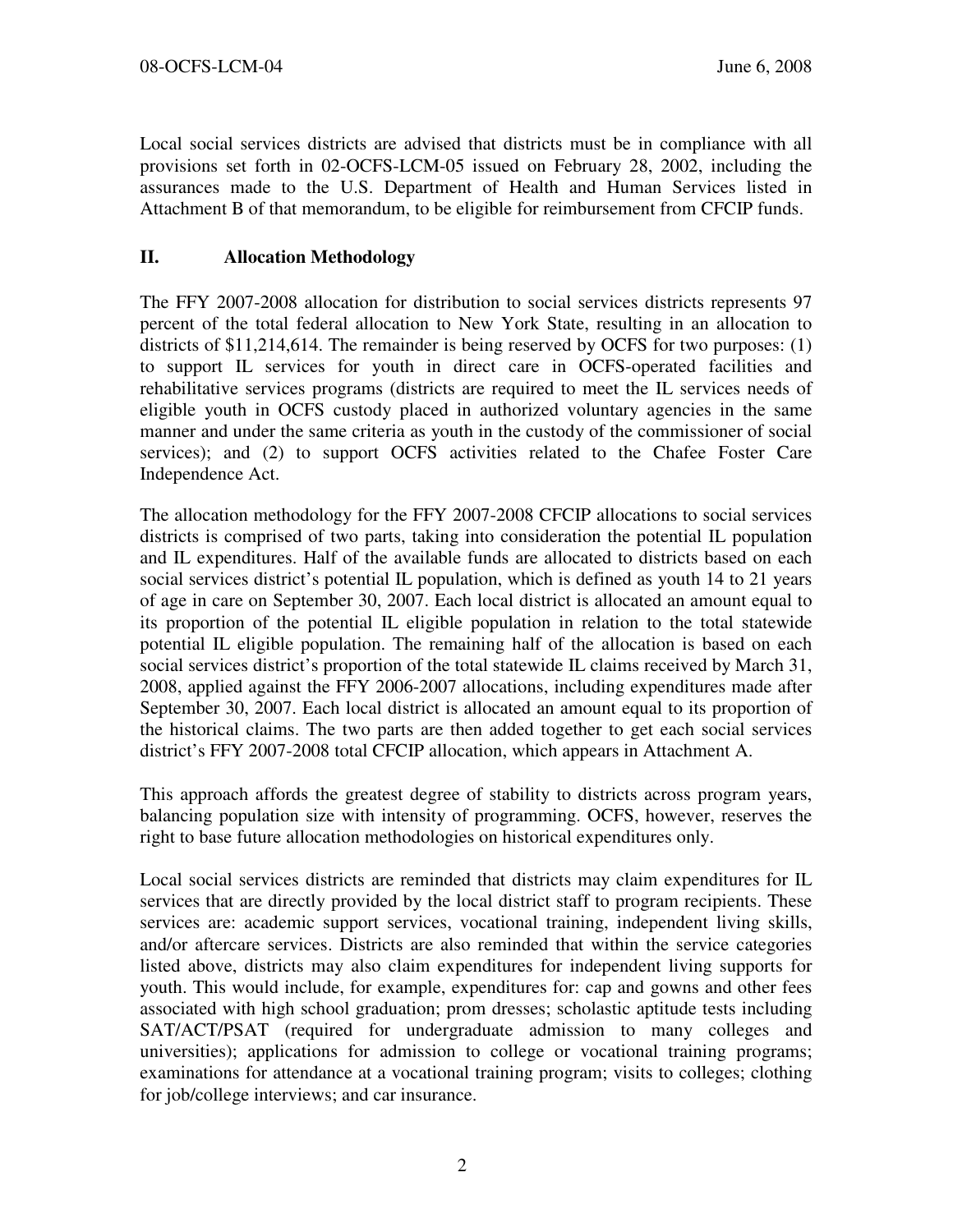Local social services districts are advised that districts must be in compliance with all provisions set forth in 02-OCFS-LCM-05 issued on February 28, 2002, including the assurances made to the U.S. Department of Health and Human Services listed in Attachment B of that memorandum, to be eligible for reimbursement from CFCIP funds.

## II. Allocation Methodology

The FFY 2007-2008 allocation for distribution to social services districts represents 97 percent of the total federal allocation to New York State, resulting in an allocation to districts of $11,214,614. The remainder is being reserved by OCFS for two purposes: (1) to support IL services for youth in direct care in OCFS-operated facilities and rehabilitative services programs (districts are required to meet the IL services needs of eligible youth in OCFS custody placed in authorized voluntary agencies in the same manner and under the same criteria as youth in the custody of the commissioner of social services); and (2) to support OCFS activities related to the Chafee Foster Care Independence Act.

The allocation methodology for the FFY 2007-2008 CFCIP allocations to social services districts is comprised of two parts, taking into consideration the potential IL population and IL expenditures. Half of the available funds are allocated to districts based on each social services district's potential IL population, which is defined as youth 14 to 21 years of age in care on September 30, 2007. Each local district is allocated an amount equal to its proportion of the potential IL eligible population in relation to the total statewide potential IL eligible population. The remaining half of the allocation is based on each social services district's proportion of the total statewide IL claims received by March 31, 2008, applied against the FFY 2006-2007 allocations, including expenditures made after September 30, 2007. Each local district is allocated an amount equal to its proportion of the historical claims. The two parts are then added together to get each social services district's FFY 2007-2008 total CFCIP allocation, which appears in Attachment A.

This approach affords the greatest degree of stability to districts across program years, balancing population size with intensity of programming. OCFS, however, reserves the right to base future allocation methodologies on historical expenditures only.

Local social services districts are reminded that districts may claim expenditures for IL services that are directly provided by the local district staff to program recipients. These services are: academic support services, vocational training, independent living skills, and/or aftercare services. Districts are also reminded that within the service categories listed above, districts may also claim expenditures for independent living supports for youth. This would include, for example, expenditures for: cap and gowns and other fees associated with high school graduation; prom dresses; scholastic aptitude tests including SAT/ACT/PSAT (required for undergraduate admission to many colleges and universities); applications for admission to college or vocational training programs; examinations for attendance at a vocational training program; visits to colleges; clothing for job/college interviews; and car insurance.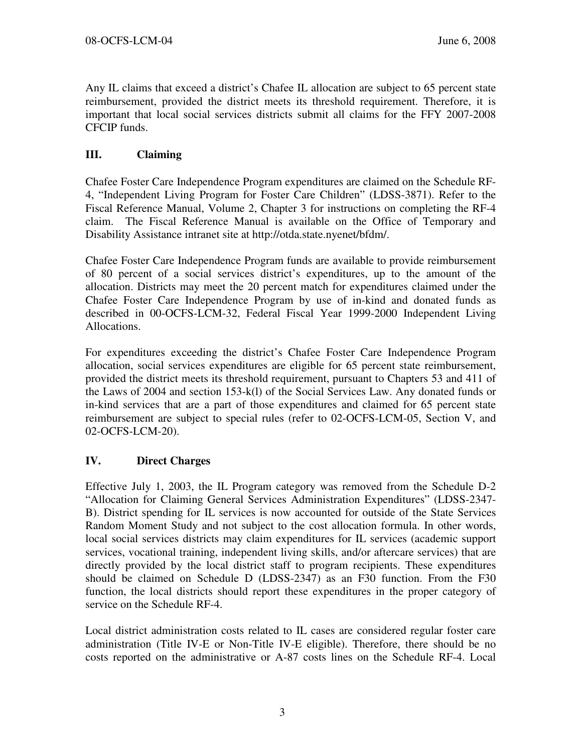Any IL claims that exceed a district's Chafee IL allocation are subject to 65 percent state reimbursement, provided the district meets its threshold requirement. Therefore, it is important that local social services districts submit all claims for the FFY 2007-2008 CFCIP funds.

## III. Claiming

Chafee Foster Care Independence Program expenditures are claimed on the Schedule RF-4, "Independent Living Program for Foster Care Children" (LDSS-3871). Refer to the Fiscal Reference Manual, Volume 2, Chapter 3 for instructions on completing the RF-4 claim. The Fiscal Reference Manual is available on the Office of Temporary and Disability Assistance intranet site at http://otda.state.nyenet/bfdm/.

Chafee Foster Care Independence Program funds are available to provide reimbursement of 80 percent of a social services district's expenditures, up to the amount of the allocation. Districts may meet the 20 percent match for expenditures claimed under the Chafee Foster Care Independence Program by use of in-kind and donated funds as described in 00-OCFS-LCM-32, Federal Fiscal Year 1999-2000 Independent Living Allocations.

For expenditures exceeding the district's Chafee Foster Care Independence Program allocation, social services expenditures are eligible for 65 percent state reimbursement, provided the district meets its threshold requirement, pursuant to Chapters 53 and 411 of the Laws of 2004 and section 153-k(l) of the Social Services Law. Any donated funds or in-kind services that are a part of those expenditures and claimed for 65 percent state reimbursement are subject to special rules (refer to 02-OCFS-LCM-05, Section V, and 02-OCFS-LCM-20).

## IV. Direct Charges

Effective July 1, 2003, the IL Program category was removed from the Schedule D-2 "Allocation for Claiming General Services Administration Expenditures" (LDSS-2347-B). District spending for IL services is now accounted for outside of the State Services Random Moment Study and not subject to the cost allocation formula. In other words, local social services districts may claim expenditures for IL services (academic support services, vocational training, independent living skills, and/or aftercare services) that are directly provided by the local district staff to program recipients. These expenditures should be claimed on Schedule D (LDSS-2347) as an F30 function. From the F30 function, the local districts should report these expenditures in the proper category of service on the Schedule RF-4.

Local district administration costs related to IL cases are considered regular foster care administration (Title IV-E or Non-Title IV-E eligible). Therefore, there should be no costs reported on the administrative or A-87 costs lines on the Schedule RF-4. Local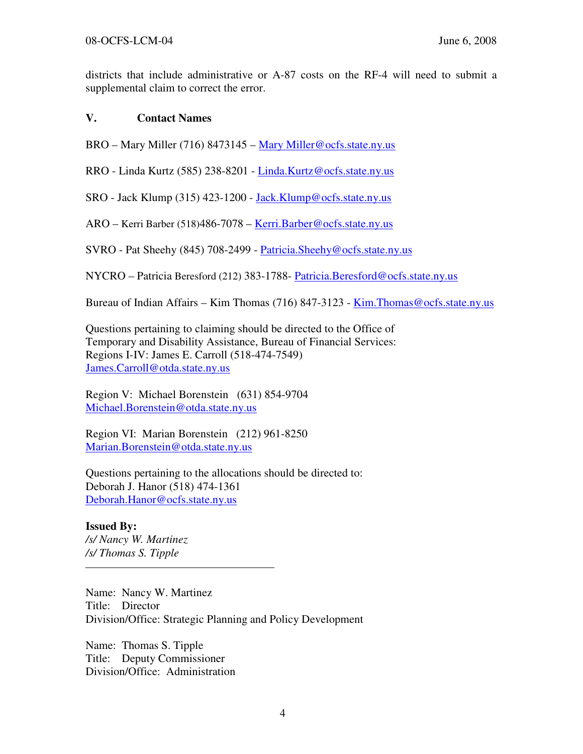districts that include administrative or A-87 costs on the RF-4 will need to submit a supplemental claim to correct the error.

## V. Contact Names

BRO – Mary Miller (716) 8473145 – Mary Miller@ocfs.state.ny.us

RRO - Linda Kurtz (585) 238-8201 - Linda.Kurtz@ocfs.state.ny.us

SRO - Jack Klump (315) 423-1200 - Jack.Klump@ocfs.state.ny.us

ARO – Kerri Barber (518)486-7078 – Kerri.Barber@ocfs.state.ny.us

SVRO - Pat Sheehy (845) 708-2499 - Patricia.Sheehy@ocfs.state.ny.us

NYCRO – Patricia Beresford (212) 383-1788- Patricia.Beresford@ocfs.state.ny.us

Bureau of Indian Affairs – Kim Thomas (716) 847-3123 - Kim.Thomas@ocfs.state.ny.us

Questions pertaining to claiming should be directed to the Office of Temporary and Disability Assistance, Bureau of Financial Services:
Regions I-IV: James E. Carroll (518-474-7549)
James.Carroll@otda.state.ny.us

Region V: Michael Borenstein (631) 854-9704
Michael.Borenstein@otda.state.ny.us

Region VI: Marian Borenstein (212) 961-8250
Marian.Borenstein@otda.state.ny.us

Questions pertaining to the allocations should be directed to:
Deborah J. Hanor (518) 474-1361
Deborah.Hanor@ocfs.state.ny.us

**Issued By:**
*/s/ Nancy W. Martinez*
*/s/ Thomas S. Tipple*

---

Name: Nancy W. Martinez
Title: Director
Division/Office: Strategic Planning and Policy Development

Name: Thomas S. Tipple
Title: Deputy Commissioner
Division/Office: Administration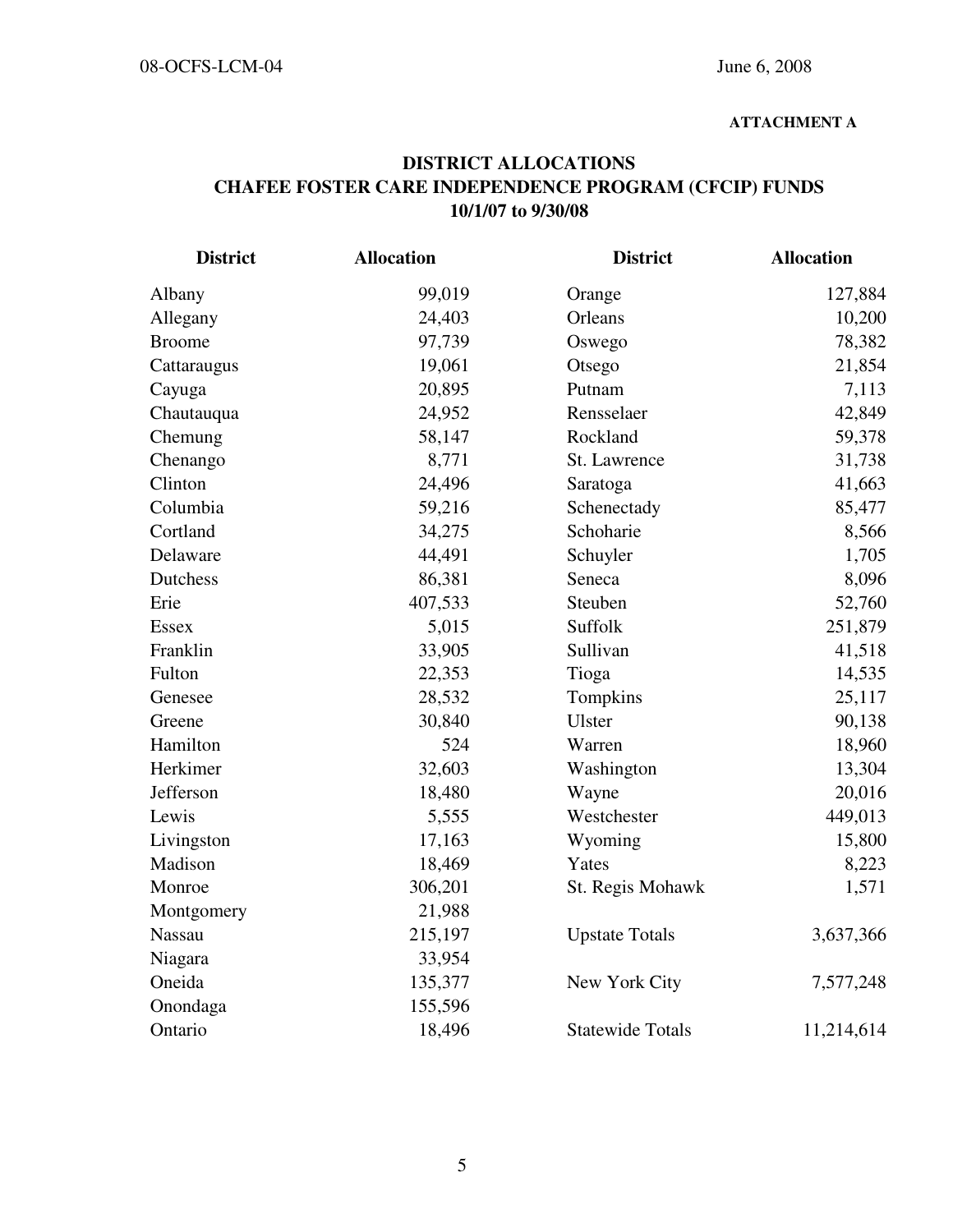**ATTACHMENT A**

## DISTRICT ALLOCATIONS
## CHAFEE FOSTER CARE INDEPENDENCE PROGRAM (CFCIP) FUNDS
## 10/1/07 to 9/30/08

| District | Allocation | District | Allocation |
|---|---|---|---|
| Albany | 99,019 | Orange | 127,884 |
| Allegany | 24,403 | Orleans | 10,200 |
| Broome | 97,739 | Oswego | 78,382 |
| Cattaraugus | 19,061 | Otsego | 21,854 |
| Cayuga | 20,895 | Putnam | 7,113 |
| Chautauqua | 24,952 | Rensselaer | 42,849 |
| Chemung | 58,147 | Rockland | 59,378 |
| Chenango | 8,771 | St. Lawrence | 31,738 |
| Clinton | 24,496 | Saratoga | 41,663 |
| Columbia | 59,216 | Schenectady | 85,477 |
| Cortland | 34,275 | Schoharie | 8,566 |
| Delaware | 44,491 | Schuyler | 1,705 |
| Dutchess | 86,381 | Seneca | 8,096 |
| Erie | 407,533 | Steuben | 52,760 |
| Essex | 5,015 | Suffolk | 251,879 |
| Franklin | 33,905 | Sullivan | 41,518 |
| Fulton | 22,353 | Tioga | 14,535 |
| Genesee | 28,532 | Tompkins | 25,117 |
| Greene | 30,840 | Ulster | 90,138 |
| Hamilton | 524 | Warren | 18,960 |
| Herkimer | 32,603 | Washington | 13,304 |
| Jefferson | 18,480 | Wayne | 20,016 |
| Lewis | 5,555 | Westchester | 449,013 |
| Livingston | 17,163 | Wyoming | 15,800 |
| Madison | 18,469 | Yates | 8,223 |
| Monroe | 306,201 | St. Regis Mohawk | 1,571 |
| Montgomery | 21,988 | | |
| Nassau | 215,197 | Upstate Totals | 3,637,366 |
| Niagara | 33,954 | | |
| Oneida | 135,377 | New York City | 7,577,248 |
| Onondaga | 155,596 | | |
| Ontario | 18,496 | Statewide Totals | 11,214,614 |